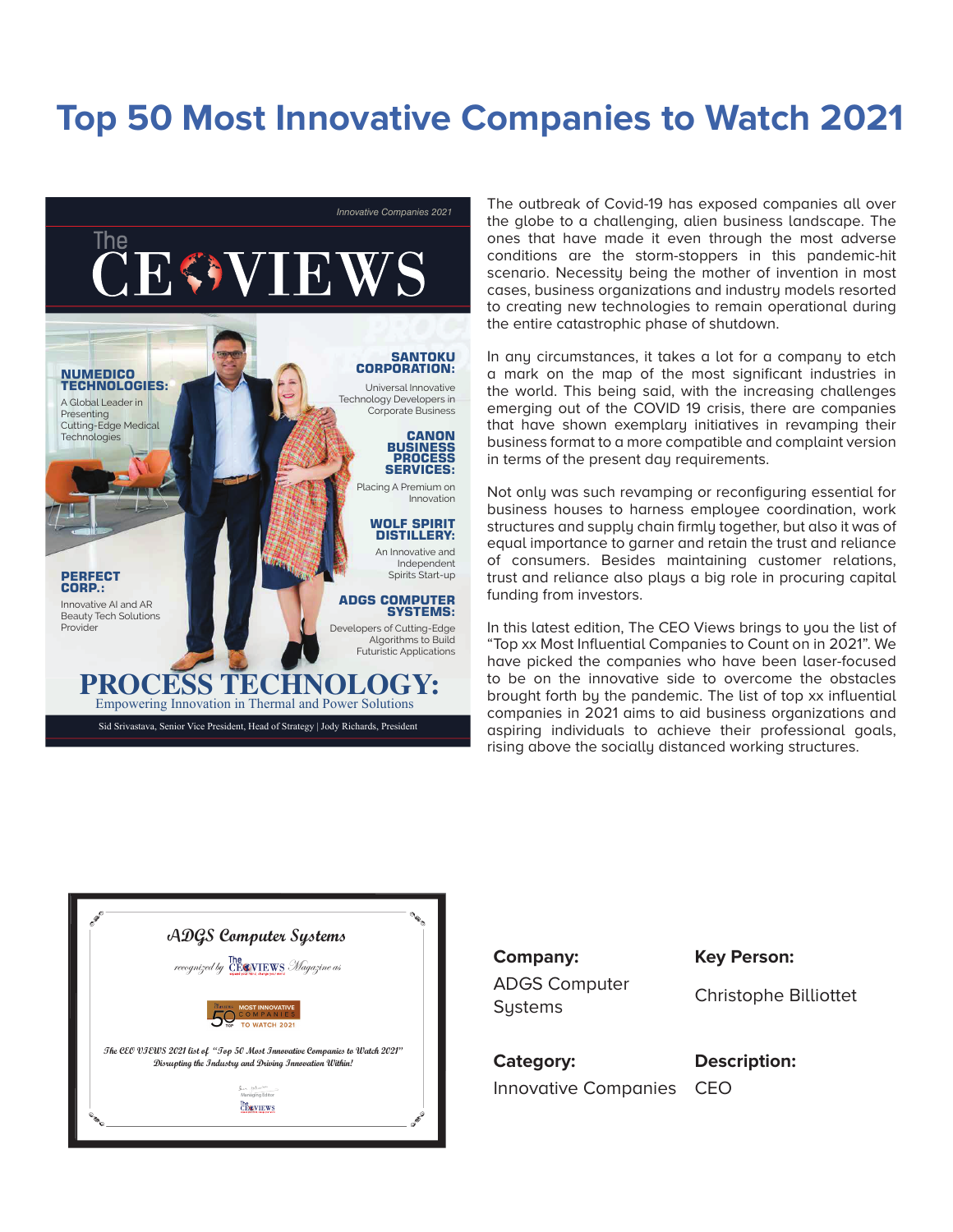# Top 50 Most Innovative Companies to Watch 2021

Innovative Companies 2021

The CEO VIEWS

**NUMEDICO TECHNOLOGIES:** A Global Leader in Presenting Cutting-Edge Medical Technologies

**SANTOKU CORPORATION:** Universal Innovative Technology Developers in Corporate Business

**CANON BUSINESS PROCESS SERVICES:** Placing A Premium on Innovation

**WOLF SPIRIT DISTILLERY:** An Innovative and Independent Spirits Start-up

**PERFECT CORP.:** Innovative AI and AR Beauty Tech Solutions Provider

**ADGS COMPUTER SYSTEMS:** Developers of Cutting-Edge Algorithms to Build Futuristic Applications

**PROCESS TECHNOLOGY:** Empowering Innovation in Thermal and Power Solutions

Sid Srivastava, Senior Vice President, Head of Strategy | Jody Richards, President

The outbreak of Covid-19 has exposed companies all over the globe to a challenging, alien business landscape. The ones that have made it even through the most adverse conditions are the storm-stoppers in this pandemic-hit scenario. Necessity being the mother of invention in most cases, business organizations and industry models resorted to creating new technologies to remain operational during the entire catastrophic phase of shutdown.

In any circumstances, it takes a lot for a company to etch a mark on the map of the most significant industries in the world. This being said, with the increasing challenges emerging out of the COVID 19 crisis, there are companies that have shown exemplary initiatives in revamping their business format to a more compatible and complaint version in terms of the present day requirements.

Not only was such revamping or reconfiguring essential for business houses to harness employee coordination, work structures and supply chain firmly together, but also it was of equal importance to garner and retain the trust and reliance of consumers. Besides maintaining customer relations, trust and reliance also plays a big role in procuring capital funding from investors.

In this latest edition, The CEO Views brings to you the list of "Top xx Most Influential Companies to Count on in 2021". We have picked the companies who have been laser-focused to be on the innovative side to overcome the obstacles brought forth by the pandemic. The list of top xx influential companies in 2021 aims to aid business organizations and aspiring individuals to achieve their professional goals, rising above the socially distanced working structures.

*ADGS Computer Systems*

*recognized by The CEO VIEWS Magazine as*

Top 50 MOST INNOVATIVE COMPANIES TO WATCH 2021

*The CEO VIEWS 2021 list of "Top 50 Most Innovative Companies to Watch 2021"*
*Disrupting the Industry and Driving Innovation Within!*

Managing Editor

The CEO VIEWS

**Company:**
ADGS Computer Systems

**Key Person:**
Christophe Billiottet

**Category:**
Innovative Companies

**Description:**
CEO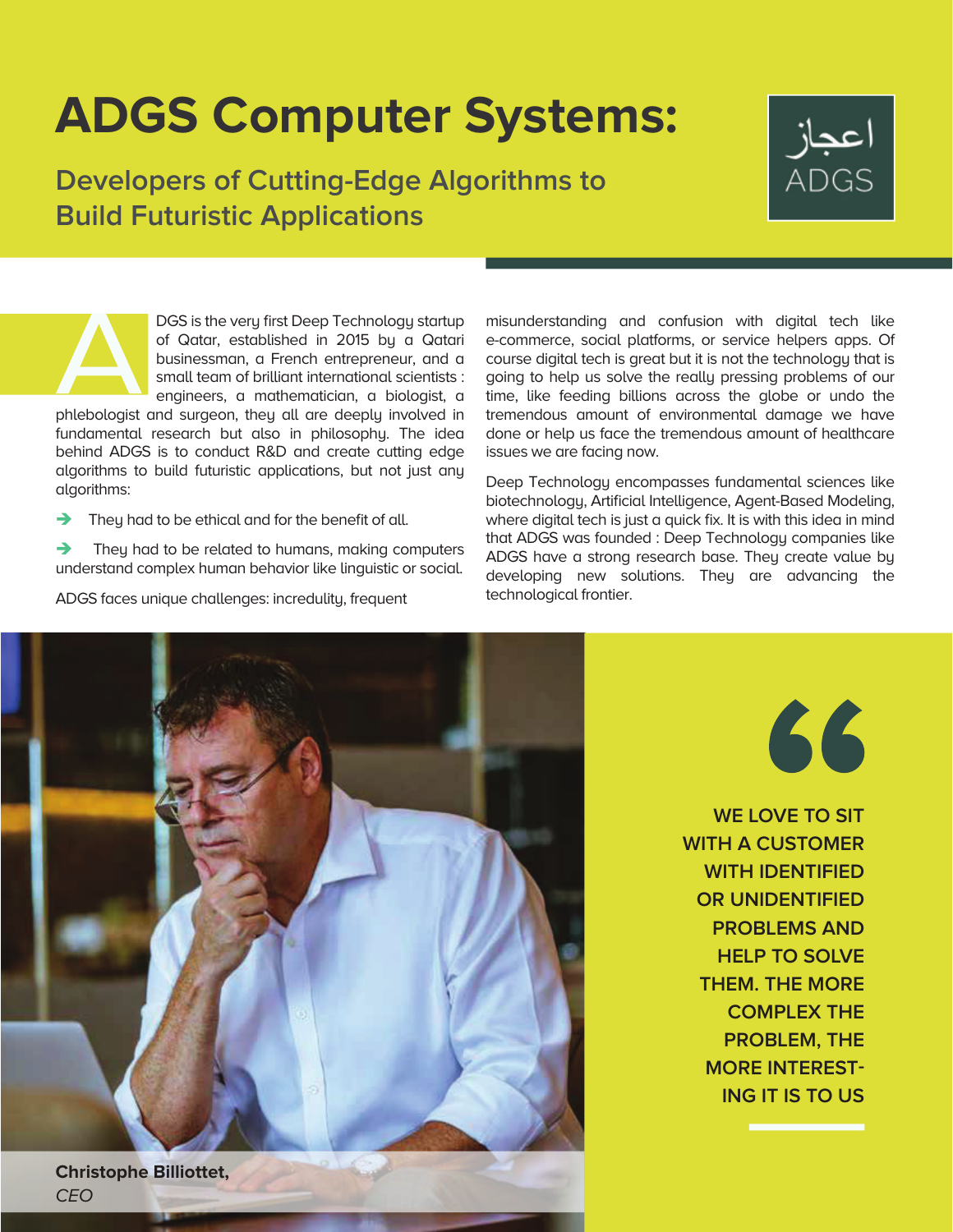# ADGS Computer Systems:

## Developers of Cutting-Edge Algorithms to Build Futuristic Applications

اعجاز
ADGS

ADGS is the very first Deep Technology startup of Qatar, established in 2015 by a Qatari businessman, a French entrepreneur, and a small team of brilliant international scientists : engineers, a mathematician, a biologist, a phlebologist and surgeon, they all are deeply involved in fundamental research but also in philosophy. The idea behind ADGS is to conduct R&D and create cutting edge algorithms to build futuristic applications, but not just any algorithms:

- They had to be ethical and for the benefit of all.
- They had to be related to humans, making computers understand complex human behavior like linguistic or social.

ADGS faces unique challenges: incredulity, frequent misunderstanding and confusion with digital tech like e-commerce, social platforms, or service helpers apps. Of course digital tech is great but it is not the technology that is going to help us solve the really pressing problems of our time, like feeding billions across the globe or undo the tremendous amount of environmental damage we have done or help us face the tremendous amount of healthcare issues we are facing now.

Deep Technology encompasses fundamental sciences like biotechnology, Artificial Intelligence, Agent-Based Modeling, where digital tech is just a quick fix. It is with this idea in mind that ADGS was founded : Deep Technology companies like ADGS have a strong research base. They create value by developing new solutions. They are advancing the technological frontier.

> "WE LOVE TO SIT WITH A CUSTOMER WITH IDENTIFIED OR UNIDENTIFIED PROBLEMS AND HELP TO SOLVE THEM. THE MORE COMPLEX THE PROBLEM, THE MORE INTERESTING IT IS TO US

**Christophe Billiottet,**
*CEO*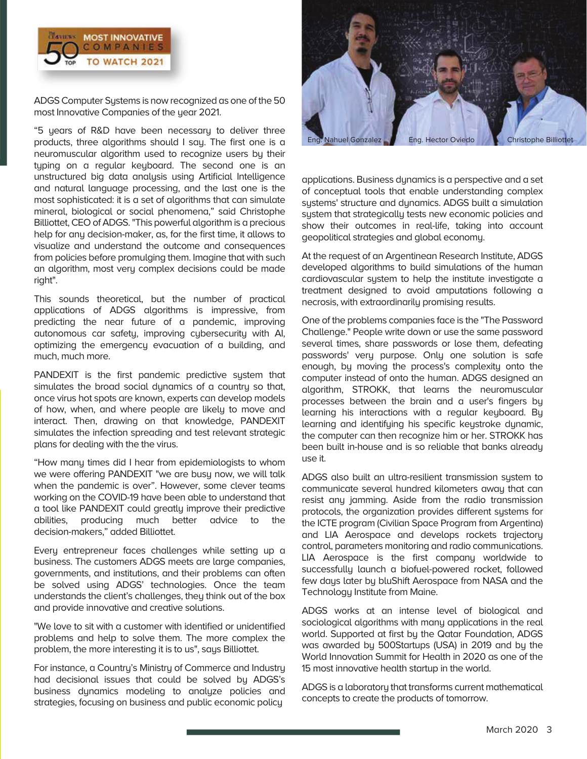MOST INNOVATIVE COMPANIES TO WATCH 2021

ADGS Computer Systems is now recognized as one of the 50 most Innovative Companies of the year 2021.

"5 years of R&D have been necessary to deliver three products, three algorithms should I say. The first one is a neuromuscular algorithm used to recognize users by their typing on a regular keyboard. The second one is an unstructured big data analysis using Artificial Intelligence and natural language processing, and the last one is the most sophisticated: it is a set of algorithms that can simulate mineral, biological or social phenomena," said Christophe Billiottet, CEO of ADGS. "This powerful algorithm is a precious help for any decision-maker, as, for the first time, it allows to visualize and understand the outcome and consequences from policies before promulging them. Imagine that with such an algorithm, most very complex decisions could be made right".

This sounds theoretical, but the number of practical applications of ADGS algorithms is impressive, from predicting the near future of a pandemic, improving autonomous car safety, improving cybersecurity with AI, optimizing the emergency evacuation of a building, and much, much more.

PANDEXIT is the first pandemic predictive system that simulates the broad social dynamics of a country so that, once virus hot spots are known, experts can develop models of how, when, and where people are likely to move and interact. Then, drawing on that knowledge, PANDEXIT simulates the infection spreading and test relevant strategic plans for dealing with the the virus.

"How many times did I hear from epidemiologists to whom we were offering PANDEXIT "we are busy now, we will talk when the pandemic is over". However, some clever teams working on the COVID-19 have been able to understand that a tool like PANDEXIT could greatly improve their predictive abilities, producing much better advice to the decision-makers," added Billiottet.

Every entrepreneur faces challenges while setting up a business. The customers ADGS meets are large companies, governments, and institutions, and their problems can often be solved using ADGS' technologies. Once the team understands the client's challenges, they think out of the box and provide innovative and creative solutions.

"We love to sit with a customer with identified or unidentified problems and help to solve them. The more complex the problem, the more interesting it is to us", says Billiottet.

For instance, a Country's Ministry of Commerce and Industry had decisional issues that could be solved by ADGS's business dynamics modeling to analyze policies and strategies, focusing on business and public economic policy

Eng. Nahuel Gonzalez | Eng. Hector Oviedo | Christophe Billiottet

applications. Business dynamics is a perspective and a set of conceptual tools that enable understanding complex systems' structure and dynamics. ADGS built a simulation system that strategically tests new economic policies and show their outcomes in real-life, taking into account geopolitical strategies and global economy.

At the request of an Argentinean Research Institute, ADGS developed algorithms to build simulations of the human cardiovascular system to help the institute investigate a treatment designed to avoid amputations following a necrosis, with extraordinarily promising results.

One of the problems companies face is the "The Password Challenge." People write down or use the same password several times, share passwords or lose them, defeating passwords' very purpose. Only one solution is safe enough, by moving the process's complexity onto the computer instead of onto the human. ADGS designed an algorithm, STROKK, that learns the neuromuscular processes between the brain and a user's fingers by learning his interactions with a regular keyboard. By learning and identifying his specific keystroke dynamic, the computer can then recognize him or her. STROKK has been built in-house and is so reliable that banks already use it.

ADGS also built an ultra-resilient transmission system to communicate several hundred kilometers away that can resist any jamming. Aside from the radio transmission protocols, the organization provides different systems for the ICTE program (Civilian Space Program from Argentina) and LIA Aerospace and develops rockets trajectory control, parameters monitoring and radio communications. LIA Aerospace is the first company worldwide to successfully launch a biofuel-powered rocket, followed few days later by bluShift Aerospace from NASA and the Technology Institute from Maine.

ADGS works at an intense level of biological and sociological algorithms with many applications in the real world. Supported at first by the Qatar Foundation, ADGS was awarded by 500Startups (USA) in 2019 and by the World Innovation Summit for Health in 2020 as one of the 15 most innovative health startup in the world.

ADGS is a laboratory that transforms current mathematical concepts to create the products of tomorrow.